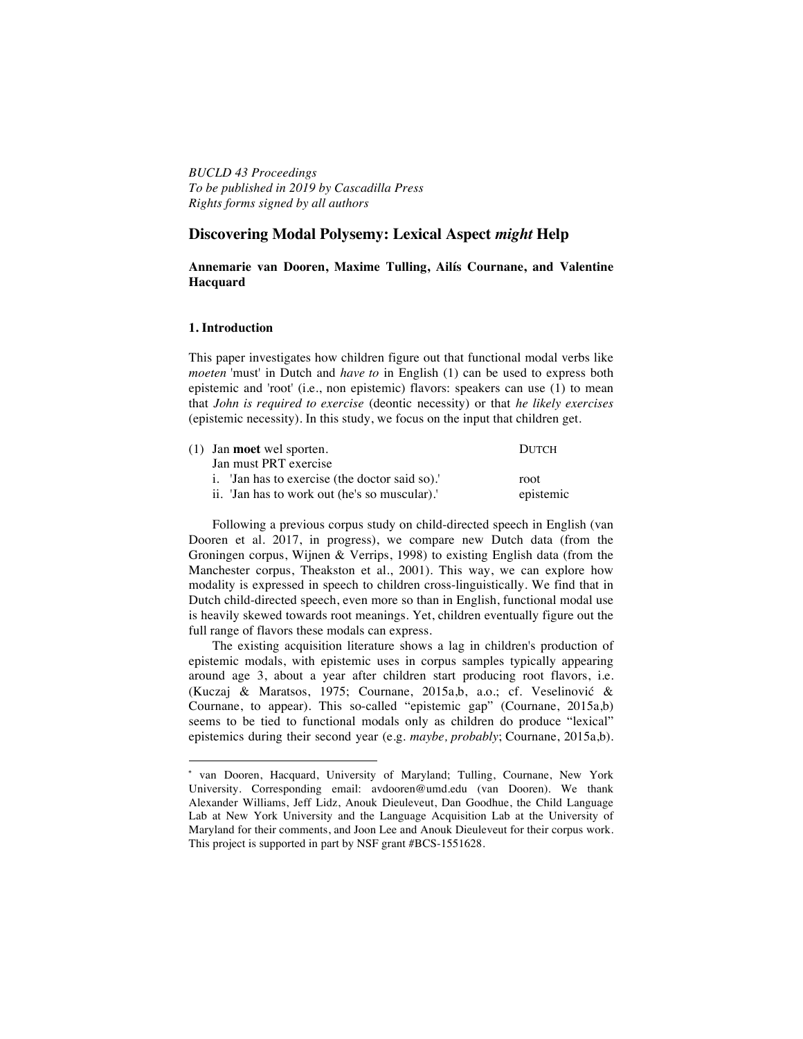*BUCLD 43 Proceedings*
*To be published in 2019 by Cascadilla Press*
*Rights forms signed by all authors*

# Discovering Modal Polysemy: Lexical Aspect *might* Help

**Annemarie van Dooren, Maxime Tulling, Ailís Cournane, and Valentine Hacquard**

## 1. Introduction

This paper investigates how children figure out that functional modal verbs like *moeten* 'must' in Dutch and *have to* in English (1) can be used to express both epistemic and 'root' (i.e., non epistemic) flavors: speakers can use (1) to mean that *John is required to exercise* (deontic necessity) or that *he likely exercises* (epistemic necessity). In this study, we focus on the input that children get.

(1) Jan **moet** wel sporten. — DUTCH
Jan must PRT exercise
i. 'Jan has to exercise (the doctor said so).' — root
ii. 'Jan has to work out (he's so muscular).' — epistemic

Following a previous corpus study on child-directed speech in English (van Dooren et al. 2017, in progress), we compare new Dutch data (from the Groningen corpus, Wijnen & Verrips, 1998) to existing English data (from the Manchester corpus, Theakston et al., 2001). This way, we can explore how modality is expressed in speech to children cross-linguistically. We find that in Dutch child-directed speech, even more so than in English, functional modal use is heavily skewed towards root meanings. Yet, children eventually figure out the full range of flavors these modals can express.

The existing acquisition literature shows a lag in children's production of epistemic modals, with epistemic uses in corpus samples typically appearing around age 3, about a year after children start producing root flavors, i.e. (Kuczaj & Maratsos, 1975; Cournane, 2015a,b, a.o.; cf. Veselinović & Cournane, to appear). This so-called "epistemic gap" (Cournane, 2015a,b) seems to be tied to functional modals only as children do produce "lexical" epistemics during their second year (e.g. *maybe, probably*; Cournane, 2015a,b).

---

[*] van Dooren, Hacquard, University of Maryland; Tulling, Cournane, New York University. Corresponding email: avdooren@umd.edu (van Dooren). We thank Alexander Williams, Jeff Lidz, Anouk Dieuleveut, Dan Goodhue, the Child Language Lab at New York University and the Language Acquisition Lab at the University of Maryland for their comments, and Joon Lee and Anouk Dieuleveut for their corpus work. This project is supported in part by NSF grant #BCS-1551628.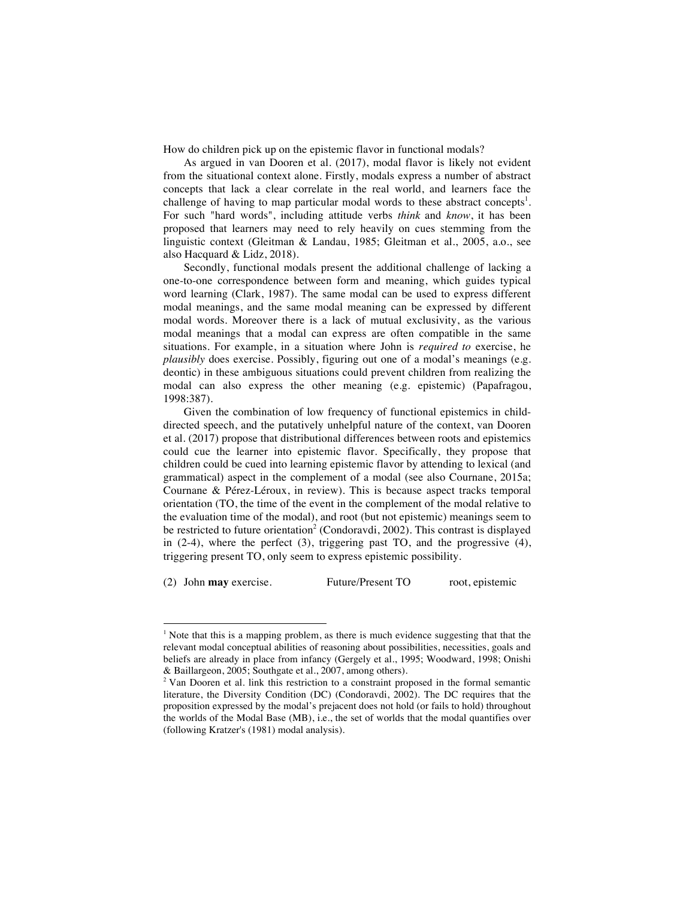How do children pick up on the epistemic flavor in functional modals?

As argued in van Dooren et al. (2017), modal flavor is likely not evident from the situational context alone. Firstly, modals express a number of abstract concepts that lack a clear correlate in the real world, and learners face the challenge of having to map particular modal words to these abstract concepts[1]. For such "hard words", including attitude verbs *think* and *know*, it has been proposed that learners may need to rely heavily on cues stemming from the linguistic context (Gleitman & Landau, 1985; Gleitman et al., 2005, a.o., see also Hacquard & Lidz, 2018).

Secondly, functional modals present the additional challenge of lacking a one-to-one correspondence between form and meaning, which guides typical word learning (Clark, 1987). The same modal can be used to express different modal meanings, and the same modal meaning can be expressed by different modal words. Moreover there is a lack of mutual exclusivity, as the various modal meanings that a modal can express are often compatible in the same situations. For example, in a situation where John is *required to* exercise, he *plausibly* does exercise. Possibly, figuring out one of a modal's meanings (e.g. deontic) in these ambiguous situations could prevent children from realizing the modal can also express the other meaning (e.g. epistemic) (Papafragou, 1998:387).

Given the combination of low frequency of functional epistemics in child-directed speech, and the putatively unhelpful nature of the context, van Dooren et al. (2017) propose that distributional differences between roots and epistemics could cue the learner into epistemic flavor. Specifically, they propose that children could be cued into learning epistemic flavor by attending to lexical (and grammatical) aspect in the complement of a modal (see also Cournane, 2015a; Cournane & Pérez-Léroux, in review). This is because aspect tracks temporal orientation (TO, the time of the event in the complement of the modal relative to the evaluation time of the modal), and root (but not epistemic) meanings seem to be restricted to future orientation[2] (Condoravdi, 2002). This contrast is displayed in (2-4), where the perfect (3), triggering past TO, and the progressive (4), triggering present TO, only seem to express epistemic possibility.

(2) John **may** exercise. Future/Present TO root, epistemic

---

[1] Note that this is a mapping problem, as there is much evidence suggesting that that the relevant modal conceptual abilities of reasoning about possibilities, necessities, goals and beliefs are already in place from infancy (Gergely et al., 1995; Woodward, 1998; Onishi & Baillargeon, 2005; Southgate et al., 2007, among others).

[2] Van Dooren et al. link this restriction to a constraint proposed in the formal semantic literature, the Diversity Condition (DC) (Condoravdi, 2002). The DC requires that the proposition expressed by the modal's prejacent does not hold (or fails to hold) throughout the worlds of the Modal Base (MB), i.e., the set of worlds that the modal quantifies over (following Kratzer's (1981) modal analysis).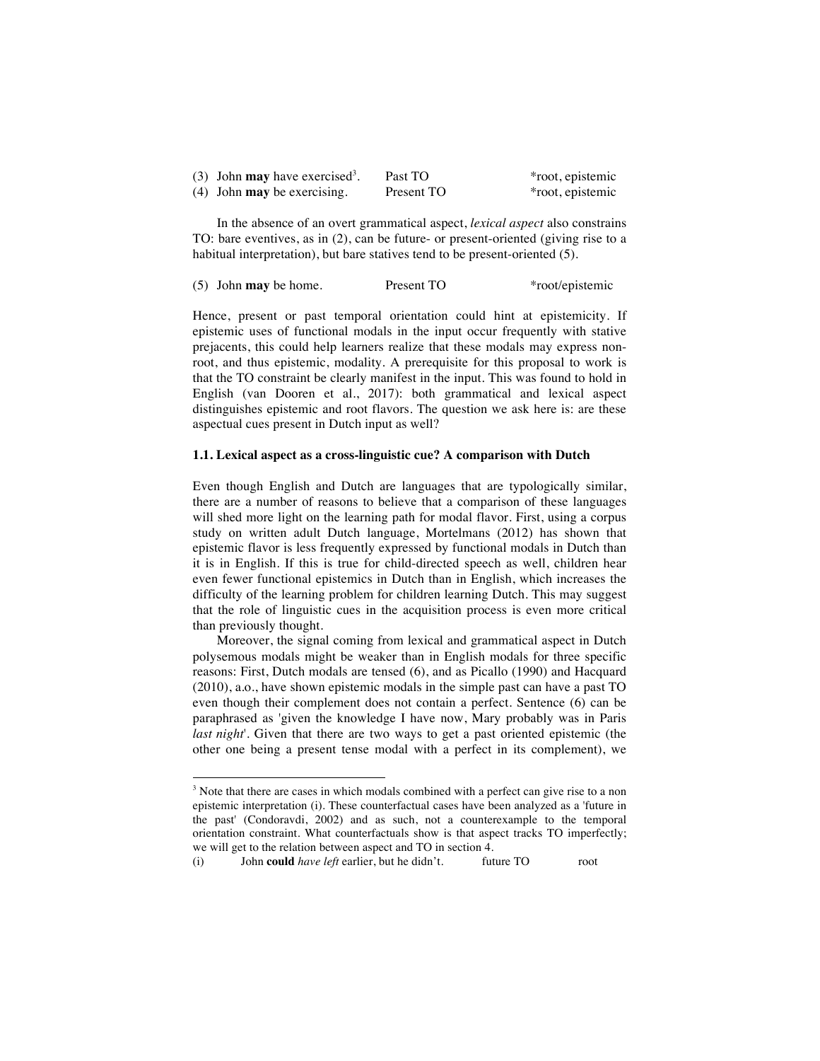(3) John **may** have exercised[3].   Past TO   *root, epistemic
(4) John **may** be exercising.   Present TO   *root, epistemic

In the absence of an overt grammatical aspect, *lexical aspect* also constrains TO: bare eventives, as in (2), can be future- or present-oriented (giving rise to a habitual interpretation), but bare statives tend to be present-oriented (5).

(5) John **may** be home.   Present TO   *root/epistemic

Hence, present or past temporal orientation could hint at epistemicity. If epistemic uses of functional modals in the input occur frequently with stative prejacents, this could help learners realize that these modals may express non-root, and thus epistemic, modality. A prerequisite for this proposal to work is that the TO constraint be clearly manifest in the input. This was found to hold in English (van Dooren et al., 2017): both grammatical and lexical aspect distinguishes epistemic and root flavors. The question we ask here is: are these aspectual cues present in Dutch input as well?

### 1.1. Lexical aspect as a cross-linguistic cue? A comparison with Dutch

Even though English and Dutch are languages that are typologically similar, there are a number of reasons to believe that a comparison of these languages will shed more light on the learning path for modal flavor. First, using a corpus study on written adult Dutch language, Mortelmans (2012) has shown that epistemic flavor is less frequently expressed by functional modals in Dutch than it is in English. If this is true for child-directed speech as well, children hear even fewer functional epistemics in Dutch than in English, which increases the difficulty of the learning problem for children learning Dutch. This may suggest that the role of linguistic cues in the acquisition process is even more critical than previously thought.

Moreover, the signal coming from lexical and grammatical aspect in Dutch polysemous modals might be weaker than in English modals for three specific reasons: First, Dutch modals are tensed (6), and as Picallo (1990) and Hacquard (2010), a.o., have shown epistemic modals in the simple past can have a past TO even though their complement does not contain a perfect. Sentence (6) can be paraphrased as 'given the knowledge I have now, Mary probably was in Paris *last night*'. Given that there are two ways to get a past oriented epistemic (the other one being a present tense modal with a perfect in its complement), we

---

[3] Note that there are cases in which modals combined with a perfect can give rise to a non epistemic interpretation (i). These counterfactual cases have been analyzed as a 'future in the past' (Condoravdi, 2002) and as such, not a counterexample to the temporal orientation constraint. What counterfactuals show is that aspect tracks TO imperfectly; we will get to the relation between aspect and TO in section 4.

(i) John **could** *have left* earlier, but he didn't.   future TO   root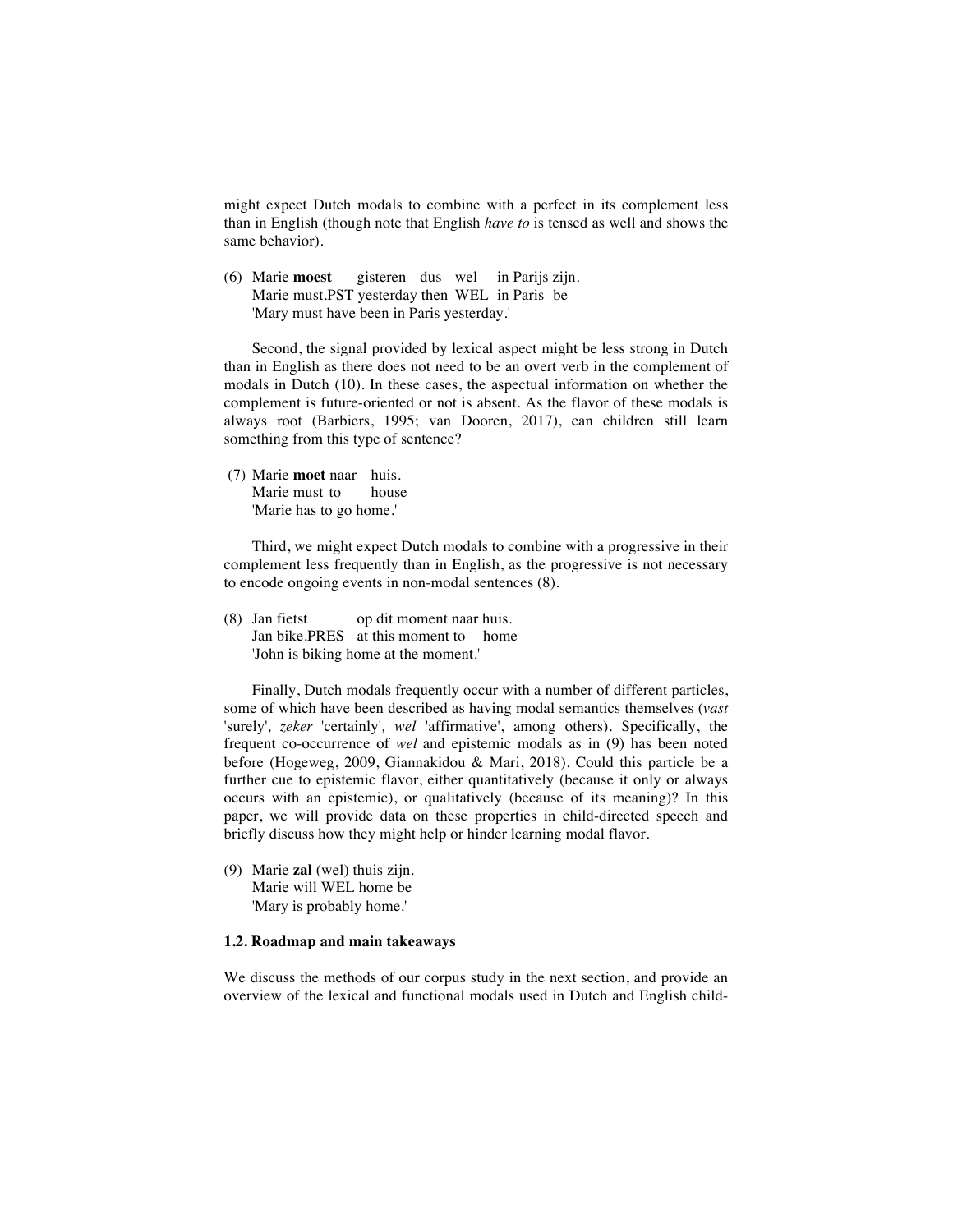might expect Dutch modals to combine with a perfect in its complement less than in English (though note that English *have to* is tensed as well and shows the same behavior).

(6) Marie **moest** gisteren dus wel in Parijs zijn.
Marie must.PST yesterday then WEL in Paris be
'Mary must have been in Paris yesterday.'

Second, the signal provided by lexical aspect might be less strong in Dutch than in English as there does not need to be an overt verb in the complement of modals in Dutch (10). In these cases, the aspectual information on whether the complement is future-oriented or not is absent. As the flavor of these modals is always root (Barbiers, 1995; van Dooren, 2017), can children still learn something from this type of sentence?

(7) Marie **moet** naar huis.
Marie must to house
'Marie has to go home.'

Third, we might expect Dutch modals to combine with a progressive in their complement less frequently than in English, as the progressive is not necessary to encode ongoing events in non-modal sentences (8).

(8) Jan fietst op dit moment naar huis.
Jan bike.PRES at this moment to home
'John is biking home at the moment.'

Finally, Dutch modals frequently occur with a number of different particles, some of which have been described as having modal semantics themselves (*vast* 'surely', *zeker* 'certainly', *wel* 'affirmative', among others). Specifically, the frequent co-occurrence of *wel* and epistemic modals as in (9) has been noted before (Hogeweg, 2009, Giannakidou & Mari, 2018). Could this particle be a further cue to epistemic flavor, either quantitatively (because it only or always occurs with an epistemic), or qualitatively (because of its meaning)? In this paper, we will provide data on these properties in child-directed speech and briefly discuss how they might help or hinder learning modal flavor.

(9) Marie **zal** (wel) thuis zijn.
Marie will WEL home be
'Mary is probably home.'

### 1.2. Roadmap and main takeaways

We discuss the methods of our corpus study in the next section, and provide an overview of the lexical and functional modals used in Dutch and English child-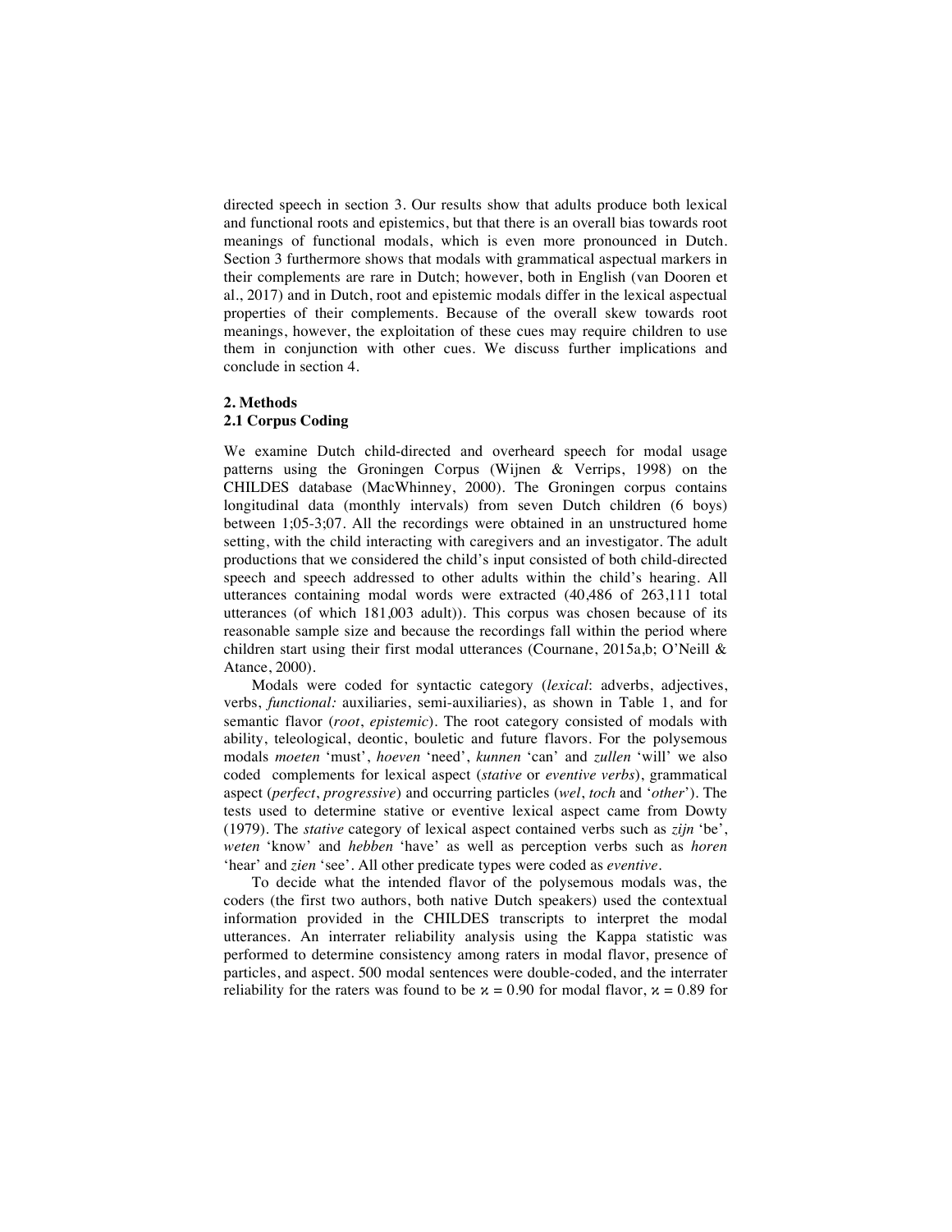directed speech in section 3. Our results show that adults produce both lexical and functional roots and epistemics, but that there is an overall bias towards root meanings of functional modals, which is even more pronounced in Dutch. Section 3 furthermore shows that modals with grammatical aspectual markers in their complements are rare in Dutch; however, both in English (van Dooren et al., 2017) and in Dutch, root and epistemic modals differ in the lexical aspectual properties of their complements. Because of the overall skew towards root meanings, however, the exploitation of these cues may require children to use them in conjunction with other cues. We discuss further implications and conclude in section 4.

## 2. Methods

### 2.1 Corpus Coding

We examine Dutch child-directed and overheard speech for modal usage patterns using the Groningen Corpus (Wijnen & Verrips, 1998) on the CHILDES database (MacWhinney, 2000). The Groningen corpus contains longitudinal data (monthly intervals) from seven Dutch children (6 boys) between 1;05-3;07. All the recordings were obtained in an unstructured home setting, with the child interacting with caregivers and an investigator. The adult productions that we considered the child's input consisted of both child-directed speech and speech addressed to other adults within the child's hearing. All utterances containing modal words were extracted (40,486 of 263,111 total utterances (of which 181,003 adult)). This corpus was chosen because of its reasonable sample size and because the recordings fall within the period where children start using their first modal utterances (Cournane, 2015a,b; O'Neill & Atance, 2000).

Modals were coded for syntactic category (*lexical*: adverbs, adjectives, verbs, *functional:* auxiliaries, semi-auxiliaries), as shown in Table 1, and for semantic flavor (*root*, *epistemic*). The root category consisted of modals with ability, teleological, deontic, bouletic and future flavors. For the polysemous modals *moeten* 'must', *hoeven* 'need', *kunnen* 'can' and *zullen* 'will' we also coded complements for lexical aspect (*stative* or *eventive verbs*), grammatical aspect (*perfect*, *progressive*) and occurring particles (*wel*, *toch* and '*other*'). The tests used to determine stative or eventive lexical aspect came from Dowty (1979). The *stative* category of lexical aspect contained verbs such as *zijn* 'be', *weten* 'know' and *hebben* 'have' as well as perception verbs such as *horen* 'hear' and *zien* 'see'. All other predicate types were coded as *eventive*.

To decide what the intended flavor of the polysemous modals was, the coders (the first two authors, both native Dutch speakers) used the contextual information provided in the CHILDES transcripts to interpret the modal utterances. An interrater reliability analysis using the Kappa statistic was performed to determine consistency among raters in modal flavor, presence of particles, and aspect. 500 modal sentences were double-coded, and the interrater reliability for the raters was found to be $\varkappa = 0.90$ for modal flavor, $\varkappa = 0.89$ for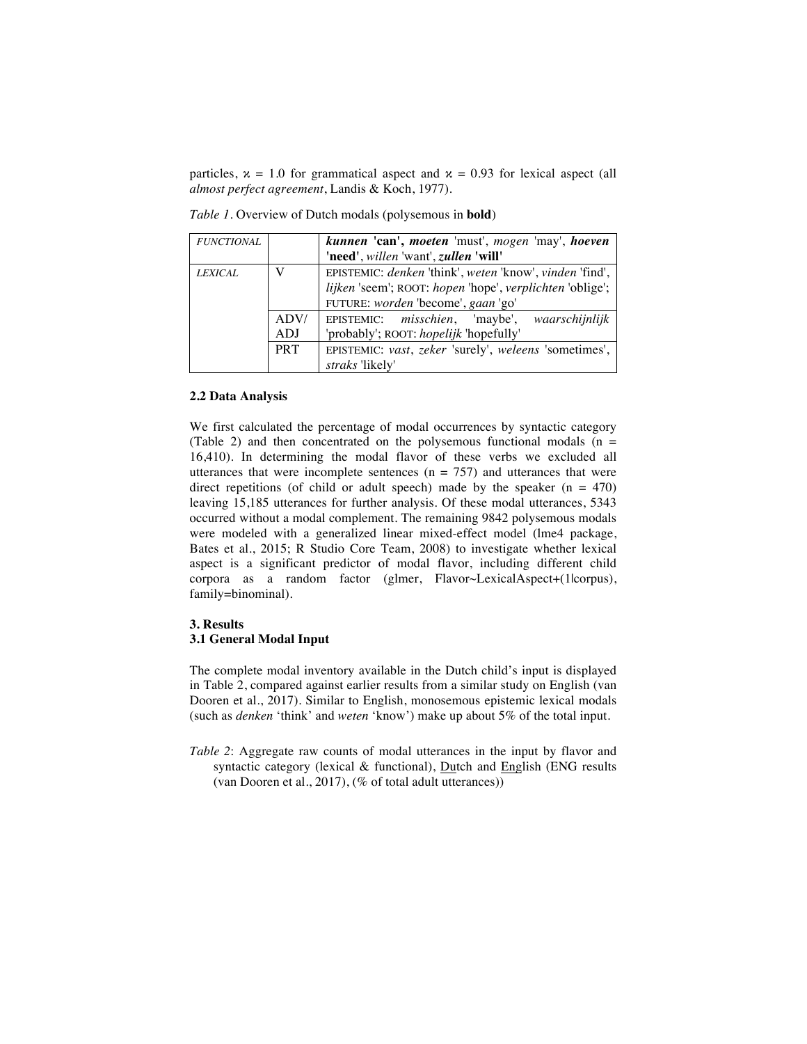particles, $\varkappa$ = 1.0 for grammatical aspect and $\varkappa$ = 0.93 for lexical aspect (all *almost perfect agreement*, Landis & Koch, 1977).

*Table 1*. Overview of Dutch modals (polysemous in **bold**)

| | | |
|---|---|---|
| *FUNCTIONAL* | | ***kunnen*** **'can',** ***moeten*** 'must', *mogen* 'may', ***hoeven*** **'need'**, *willen* 'want', ***zullen*** **'will'** |
| *LEXICAL* | V | EPISTEMIC: *denken* 'think', *weten* 'know', *vinden* 'find', *lijken* 'seem'; ROOT: *hopen* 'hope', *verplichten* 'oblige'; FUTURE: *worden* 'become', *gaan* 'go' |
| | ADV/ ADJ | EPISTEMIC: *misschien*, 'maybe', *waarschijnlijk* 'probably'; ROOT: *hopelijk* 'hopefully' |
| | PRT | EPISTEMIC: *vast*, *zeker* 'surely', *weleens* 'sometimes', *straks* 'likely' |

### 2.2 Data Analysis

We first calculated the percentage of modal occurrences by syntactic category (Table 2) and then concentrated on the polysemous functional modals (n = 16,410). In determining the modal flavor of these verbs we excluded all utterances that were incomplete sentences (n = 757) and utterances that were direct repetitions (of child or adult speech) made by the speaker (n = 470) leaving 15,185 utterances for further analysis. Of these modal utterances, 5343 occurred without a modal complement. The remaining 9842 polysemous modals were modeled with a generalized linear mixed-effect model (lme4 package, Bates et al., 2015; R Studio Core Team, 2008) to investigate whether lexical aspect is a significant predictor of modal flavor, including different child corpora as a random factor (glmer, Flavor~LexicalAspect+(1|corpus), family=binominal).

## 3. Results

### 3.1 General Modal Input

The complete modal inventory available in the Dutch child's input is displayed in Table 2, compared against earlier results from a similar study on English (van Dooren et al., 2017). Similar to English, monosemous epistemic lexical modals (such as *denken* 'think' and *weten* 'know') make up about 5% of the total input.

*Table 2*: Aggregate raw counts of modal utterances in the input by flavor and syntactic category (lexical & functional), Dutch and English (ENG results (van Dooren et al., 2017), (% of total adult utterances))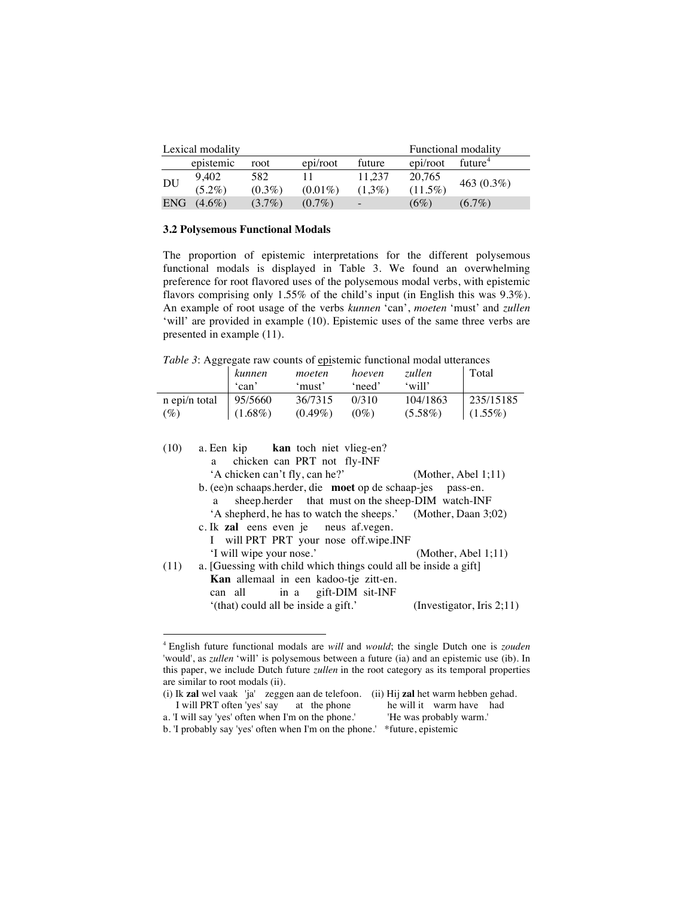| | Lexical modality | | | | Functional modality | |
|---|---|---|---|---|---|---|
| | epistemic | root | epi/root | future | epi/root | future[4] |
| DU | 9,402 (5.2%) | 582 (0.3%) | 11 (0.01%) | 11,237 (1,3%) | 20,765 (11.5%) | 463 (0.3%) |
| ENG | (4.6%) | (3.7%) | (0.7%) | - | (6%) | (6.7%) |

### 3.2 Polysemous Functional Modals

The proportion of epistemic interpretations for the different polysemous functional modals is displayed in Table 3. We found an overwhelming preference for root flavored uses of the polysemous modal verbs, with epistemic flavors comprising only 1.55% of the child's input (in English this was 9.3%). An example of root usage of the verbs *kunnen* 'can', *moeten* 'must' and *zullen* 'will' are provided in example (10). Epistemic uses of the same three verbs are presented in example (11).

*Table 3*: Aggregate raw counts of epistemic functional modal utterances

| | *kunnen* 'can' | *moeten* 'must' | *hoeven* 'need' | *zullen* 'will' | Total |
|---|---|---|---|---|---|
| n epi/n total (%) | 95/5660 (1.68%) | 36/7315 (0.49%) | 0/310 (0%) | 104/1863 (5.58%) | 235/15185 (1.55%) |

(10) a. Een kip **kan** toch niet vlieg-en?
  a chicken can PRT not fly-INF
  'A chicken can't fly, can he?' (Mother, Abel 1;11)

b. (ee)n schaaps.herder, die **moet** op de schaap-jes pass-en.
  a sheep.herder that must on the sheep-DIM watch-INF
  'A shepherd, he has to watch the sheeps.' (Mother, Daan 3;02)

c. Ik **zal** eens even je neus af.vegen.
  I will PRT PRT your nose off.wipe.INF
  'I will wipe your nose.' (Mother, Abel 1;11)

(11) a. [Guessing with child which things could all be inside a gift]
  **Kan** allemaal in een kadoo-tje zitt-en.
  can all in a gift-DIM sit-INF
  '(that) could all be inside a gift.' (Investigator, Iris 2;11)

---

[4] English future functional modals are *will* and *would*; the single Dutch one is *zouden* 'would', as *zullen* 'will' is polysemous between a future (ia) and an epistemic use (ib). In this paper, we include Dutch future *zullen* in the root category as its temporal properties are similar to root modals (ii).

(i) Ik **zal** wel vaak 'ja' zeggen aan de telefoon.
  I will PRT often 'yes' say at the phone
a. 'I will say 'yes' often when I'm on the phone.'
b. 'I probably say 'yes' often when I'm on the phone.'

(ii) Hij **zal** het warm hebben gehad.
  he will it warm have had
  'He was probably warm.'
  *future, epistemic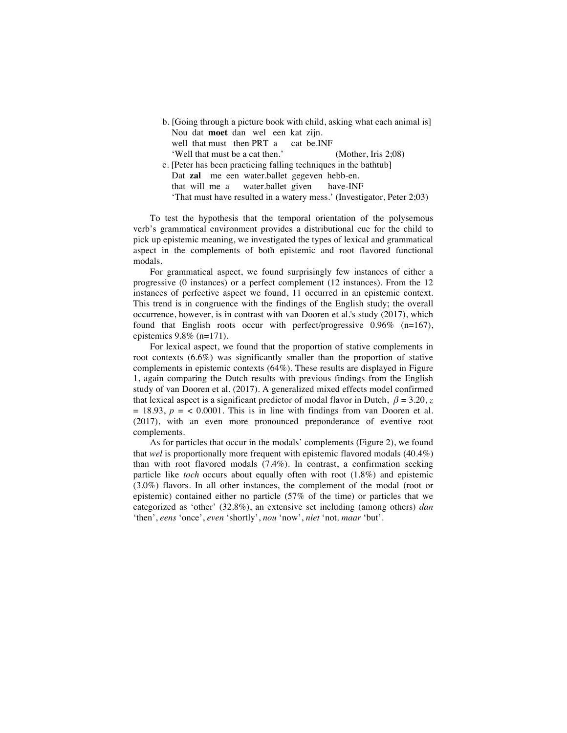b. [Going through a picture book with child, asking what each animal is]  
   Nou dat **moet** dan wel een kat zijn.  
   well that must then PRT a cat be.INF  
   'Well that must be a cat then.' (Mother, Iris 2;08)

c. [Peter has been practicing falling techniques in the bathtub]  
   Dat **zal** me een water.ballet gegeven hebb-en.  
   that will me a water.ballet given have-INF  
   'That must have resulted in a watery mess.' (Investigator, Peter 2;03)

To test the hypothesis that the temporal orientation of the polysemous verb's grammatical environment provides a distributional cue for the child to pick up epistemic meaning, we investigated the types of lexical and grammatical aspect in the complements of both epistemic and root flavored functional modals.

For grammatical aspect, we found surprisingly few instances of either a progressive (0 instances) or a perfect complement (12 instances). From the 12 instances of perfective aspect we found, 11 occurred in an epistemic context. This trend is in congruence with the findings of the English study; the overall occurrence, however, is in contrast with van Dooren et al.'s study (2017), which found that English roots occur with perfect/progressive 0.96% (n=167), epistemics 9.8% (n=171).

For lexical aspect, we found that the proportion of stative complements in root contexts (6.6%) was significantly smaller than the proportion of stative complements in epistemic contexts (64%). These results are displayed in Figure 1, again comparing the Dutch results with previous findings from the English study of van Dooren et al. (2017). A generalized mixed effects model confirmed that lexical aspect is a significant predictor of modal flavor in Dutch, $\beta = 3.20$, $z = 18.93$, $p = < 0.0001$. This is in line with findings from van Dooren et al. (2017), with an even more pronounced preponderance of eventive root complements.

As for particles that occur in the modals' complements (Figure 2), we found that *wel* is proportionally more frequent with epistemic flavored modals (40.4%) than with root flavored modals (7.4%). In contrast, a confirmation seeking particle like *toch* occurs about equally often with root (1.8%) and epistemic (3.0%) flavors. In all other instances, the complement of the modal (root or epistemic) contained either no particle (57% of the time) or particles that we categorized as 'other' (32.8%), an extensive set including (among others) *dan* 'then', *eens* 'once', *even* 'shortly', *nou* 'now', *niet* 'not, *maar* 'but'.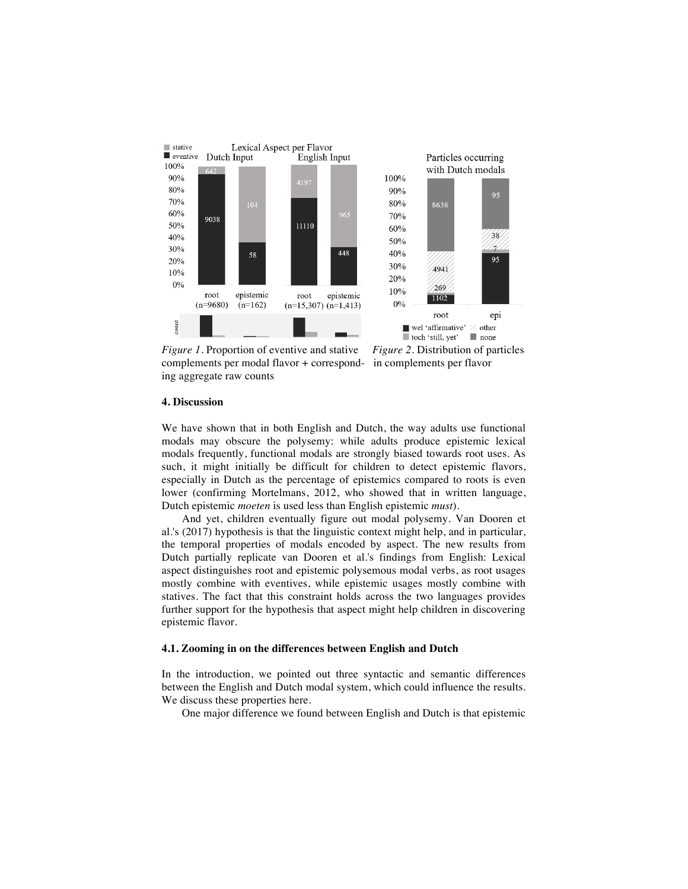*Figure 1*. Proportion of eventive and stative complements per modal flavor + corresponding aggregate raw counts

*Figure 2*. Distribution of particles in complements per flavor

## 4. Discussion

We have shown that in both English and Dutch, the way adults use functional modals may obscure the polysemy: while adults produce epistemic lexical modals frequently, functional modals are strongly biased towards root uses. As such, it might initially be difficult for children to detect epistemic flavors, especially in Dutch as the percentage of epistemics compared to roots is even lower (confirming Mortelmans, 2012, who showed that in written language, Dutch epistemic *moeten* is used less than English epistemic *must*).

And yet, children eventually figure out modal polysemy. Van Dooren et al.'s (2017) hypothesis is that the linguistic context might help, and in particular, the temporal properties of modals encoded by aspect. The new results from Dutch partially replicate van Dooren et al.'s findings from English: Lexical aspect distinguishes root and epistemic polysemous modal verbs, as root usages mostly combine with eventives, while epistemic usages mostly combine with statives. The fact that this constraint holds across the two languages provides further support for the hypothesis that aspect might help children in discovering epistemic flavor.

### 4.1. Zooming in on the differences between English and Dutch

In the introduction, we pointed out three syntactic and semantic differences between the English and Dutch modal system, which could influence the results. We discuss these properties here.

One major difference we found between English and Dutch is that epistemic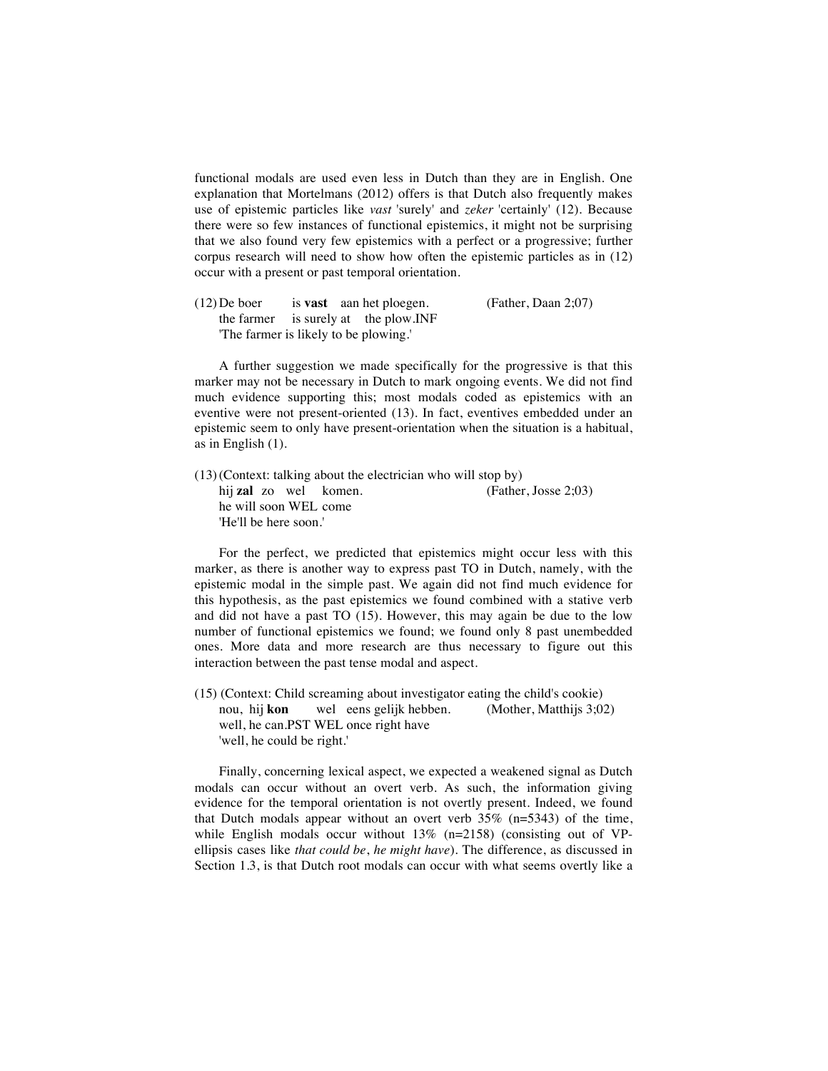functional modals are used even less in Dutch than they are in English. One explanation that Mortelmans (2012) offers is that Dutch also frequently makes use of epistemic particles like *vast* 'surely' and *zeker* 'certainly' (12). Because there were so few instances of functional epistemics, it might not be surprising that we also found very few epistemics with a perfect or a progressive; further corpus research will need to show how often the epistemic particles as in (12) occur with a present or past temporal orientation.

(12) De boer is **vast** aan het ploegen. (Father, Daan 2;07)
  the farmer is surely at the plow.INF
  'The farmer is likely to be plowing.'

A further suggestion we made specifically for the progressive is that this marker may not be necessary in Dutch to mark ongoing events. We did not find much evidence supporting this; most modals coded as epistemics with an eventive were not present-oriented (13). In fact, eventives embedded under an epistemic seem to only have present-orientation when the situation is a habitual, as in English (1).

(13) (Context: talking about the electrician who will stop by)
  hij **zal** zo wel komen. (Father, Josse 2;03)
  he will soon WEL come
  'He'll be here soon.'

For the perfect, we predicted that epistemics might occur less with this marker, as there is another way to express past TO in Dutch, namely, with the epistemic modal in the simple past. We again did not find much evidence for this hypothesis, as the past epistemics we found combined with a stative verb and did not have a past TO (15). However, this may again be due to the low number of functional epistemics we found; we found only 8 past unembedded ones. More data and more research are thus necessary to figure out this interaction between the past tense modal and aspect.

(15) (Context: Child screaming about investigator eating the child's cookie)
  nou, hij **kon** wel eens gelijk hebben. (Mother, Matthijs 3;02)
  well, he can.PST WEL once right have
  'well, he could be right.'

Finally, concerning lexical aspect, we expected a weakened signal as Dutch modals can occur without an overt verb. As such, the information giving evidence for the temporal orientation is not overtly present. Indeed, we found that Dutch modals appear without an overt verb 35% (n=5343) of the time, while English modals occur without 13% (n=2158) (consisting out of VP-ellipsis cases like *that could be*, *he might have*). The difference, as discussed in Section 1.3, is that Dutch root modals can occur with what seems overtly like a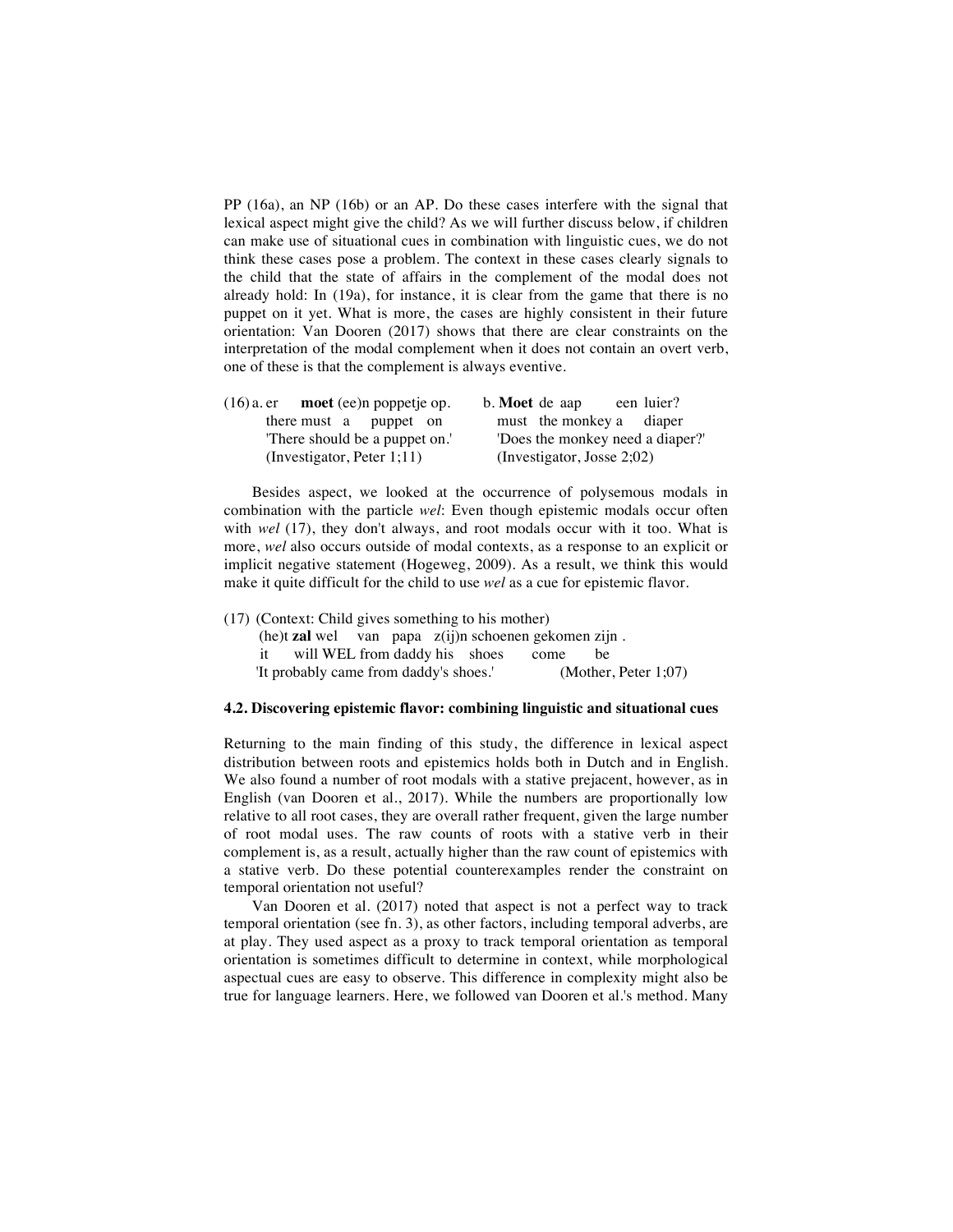PP (16a), an NP (16b) or an AP. Do these cases interfere with the signal that lexical aspect might give the child? As we will further discuss below, if children can make use of situational cues in combination with linguistic cues, we do not think these cases pose a problem. The context in these cases clearly signals to the child that the state of affairs in the complement of the modal does not already hold: In (19a), for instance, it is clear from the game that there is no puppet on it yet. What is more, the cases are highly consistent in their future orientation: Van Dooren (2017) shows that there are clear constraints on the interpretation of the modal complement when it does not contain an overt verb, one of these is that the complement is always eventive.

(16) a. er **moet** (ee)n poppetje op.
there must a puppet on
'There should be a puppet on.'
(Investigator, Peter 1;11)

b. **Moet** de aap een luier?
must the monkey a diaper
'Does the monkey need a diaper?'
(Investigator, Josse 2;02)

Besides aspect, we looked at the occurrence of polysemous modals in combination with the particle *wel*: Even though epistemic modals occur often with *wel* (17), they don't always, and root modals occur with it too. What is more, *wel* also occurs outside of modal contexts, as a response to an explicit or implicit negative statement (Hogeweg, 2009). As a result, we think this would make it quite difficult for the child to use *wel* as a cue for epistemic flavor.

(17) (Context: Child gives something to his mother)
(he)t **zal** wel van papa z(ij)n schoenen gekomen zijn .
it will WEL from daddy his shoes come be
'It probably came from daddy's shoes.' (Mother, Peter 1;07)

### 4.2. Discovering epistemic flavor: combining linguistic and situational cues

Returning to the main finding of this study, the difference in lexical aspect distribution between roots and epistemics holds both in Dutch and in English. We also found a number of root modals with a stative prejacent, however, as in English (van Dooren et al., 2017). While the numbers are proportionally low relative to all root cases, they are overall rather frequent, given the large number of root modal uses. The raw counts of roots with a stative verb in their complement is, as a result, actually higher than the raw count of epistemics with a stative verb. Do these potential counterexamples render the constraint on temporal orientation not useful?

Van Dooren et al. (2017) noted that aspect is not a perfect way to track temporal orientation (see fn. 3), as other factors, including temporal adverbs, are at play. They used aspect as a proxy to track temporal orientation as temporal orientation is sometimes difficult to determine in context, while morphological aspectual cues are easy to observe. This difference in complexity might also be true for language learners. Here, we followed van Dooren et al.'s method. Many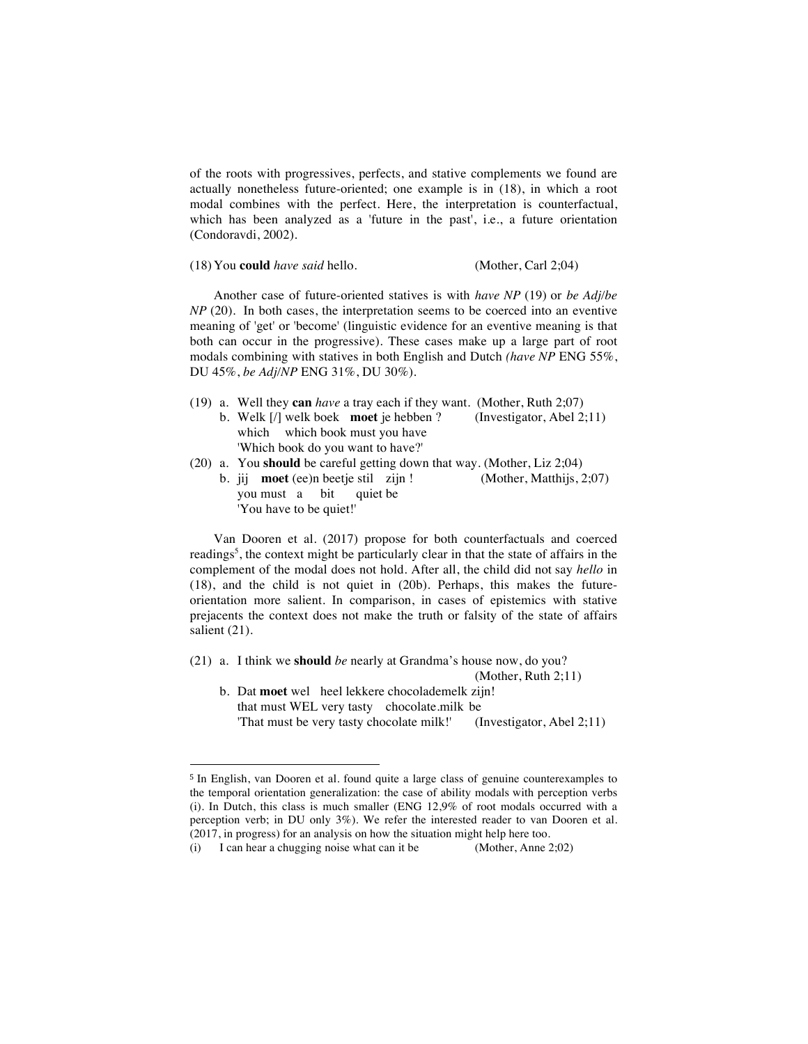of the roots with progressives, perfects, and stative complements we found are actually nonetheless future-oriented; one example is in (18), in which a root modal combines with the perfect. Here, the interpretation is counterfactual, which has been analyzed as a 'future in the past', i.e., a future orientation (Condoravdi, 2002).

(18) You **could** *have said* hello. (Mother, Carl 2;04)

Another case of future-oriented statives is with *have NP* (19) or *be Adj/be NP* (20). In both cases, the interpretation seems to be coerced into an eventive meaning of 'get' or 'become' (linguistic evidence for an eventive meaning is that both can occur in the progressive). These cases make up a large part of root modals combining with statives in both English and Dutch *(have NP* ENG 55%, DU 45%, *be Adj/NP* ENG 31%, DU 30%).

(19) a. Well they **can** *have* a tray each if they want. (Mother, Ruth 2;07)
b. Welk [/] welk boek **moet** je hebben ? (Investigator, Abel 2;11)
which which book must you have
'Which book do you want to have?'

(20) a. You **should** be careful getting down that way. (Mother, Liz 2;04)
b. jij **moet** (ee)n beetje stil zijn ! (Mother, Matthijs, 2;07)
you must a bit quiet be
'You have to be quiet!'

Van Dooren et al. (2017) propose for both counterfactuals and coerced readings[5], the context might be particularly clear in that the state of affairs in the complement of the modal does not hold. After all, the child did not say *hello* in (18), and the child is not quiet in (20b). Perhaps, this makes the future-orientation more salient. In comparison, in cases of epistemics with stative prejacents the context does not make the truth or falsity of the state of affairs salient (21).

(21) a. I think we **should** *be* nearly at Grandma's house now, do you? (Mother, Ruth 2;11)
b. Dat **moet** wel heel lekkere chocolademelk zijn!
that must WEL very tasty chocolate.milk be
'That must be very tasty chocolate milk!' (Investigator, Abel 2;11)

---

[5] In English, van Dooren et al. found quite a large class of genuine counterexamples to the temporal orientation generalization: the case of ability modals with perception verbs (i). In Dutch, this class is much smaller (ENG 12,9% of root modals occurred with a perception verb; in DU only 3%). We refer the interested reader to van Dooren et al. (2017, in progress) for an analysis on how the situation might help here too.

(i) I can hear a chugging noise what can it be (Mother, Anne 2;02)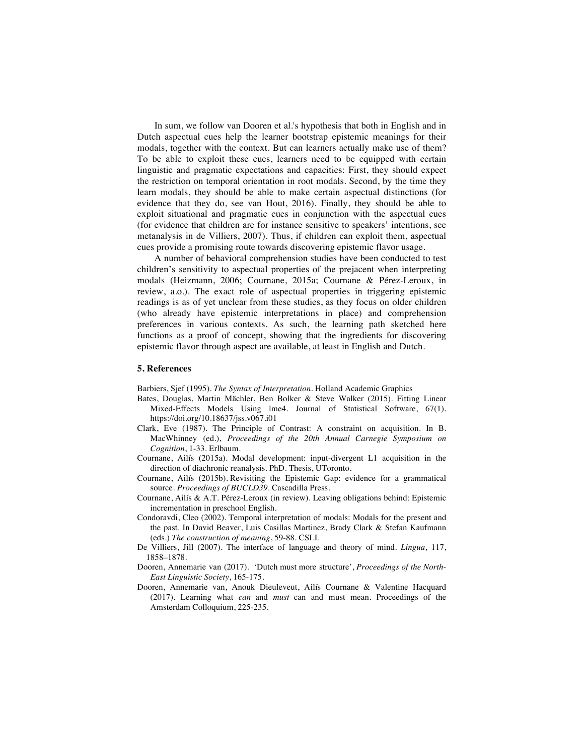In sum, we follow van Dooren et al.'s hypothesis that both in English and in Dutch aspectual cues help the learner bootstrap epistemic meanings for their modals, together with the context. But can learners actually make use of them? To be able to exploit these cues, learners need to be equipped with certain linguistic and pragmatic expectations and capacities: First, they should expect the restriction on temporal orientation in root modals. Second, by the time they learn modals, they should be able to make certain aspectual distinctions (for evidence that they do, see van Hout, 2016). Finally, they should be able to exploit situational and pragmatic cues in conjunction with the aspectual cues (for evidence that children are for instance sensitive to speakers' intentions, see metanalysis in de Villiers, 2007). Thus, if children can exploit them, aspectual cues provide a promising route towards discovering epistemic flavor usage.

A number of behavioral comprehension studies have been conducted to test children's sensitivity to aspectual properties of the prejacent when interpreting modals (Heizmann, 2006; Cournane, 2015a; Cournane & Pérez-Leroux, in review, a.o.). The exact role of aspectual properties in triggering epistemic readings is as of yet unclear from these studies, as they focus on older children (who already have epistemic interpretations in place) and comprehension preferences in various contexts. As such, the learning path sketched here functions as a proof of concept, showing that the ingredients for discovering epistemic flavor through aspect are available, at least in English and Dutch.

## 5. References

Barbiers, Sjef (1995). *The Syntax of Interpretation*. Holland Academic Graphics

Bates, Douglas, Martin Mächler, Ben Bolker & Steve Walker (2015). Fitting Linear Mixed-Effects Models Using lme4. Journal of Statistical Software, 67(1). https://doi.org/10.18637/jss.v067.i01

Clark, Eve (1987). The Principle of Contrast: A constraint on acquisition. In B. MacWhinney (ed.), *Proceedings of the 20th Annual Carnegie Symposium on Cognition*, 1-33. Erlbaum.

Cournane, Ailís (2015a). Modal development: input-divergent L1 acquisition in the direction of diachronic reanalysis. PhD. Thesis, UToronto.

Cournane, Ailís (2015b). Revisiting the Epistemic Gap: evidence for a grammatical source. *Proceedings of BUCLD39*. Cascadilla Press.

Cournane, Ailís & A.T. Pérez-Leroux (in review). Leaving obligations behind: Epistemic incrementation in preschool English.

Condoravdi, Cleo (2002). Temporal interpretation of modals: Modals for the present and the past. In David Beaver, Luis Casillas Martinez, Brady Clark & Stefan Kaufmann (eds.) *The construction of meaning*, 59-88. CSLI.

De Villiers, Jill (2007). The interface of language and theory of mind. *Lingua*, 117, 1858–1878.

Dooren, Annemarie van (2017). 'Dutch must more structure', *Proceedings of the North-East Linguistic Society*, 165-175.

Dooren, Annemarie van, Anouk Dieuleveut, Ailís Cournane & Valentine Hacquard (2017). Learning what *can* and *must* can and must mean. Proceedings of the Amsterdam Colloquium, 225-235.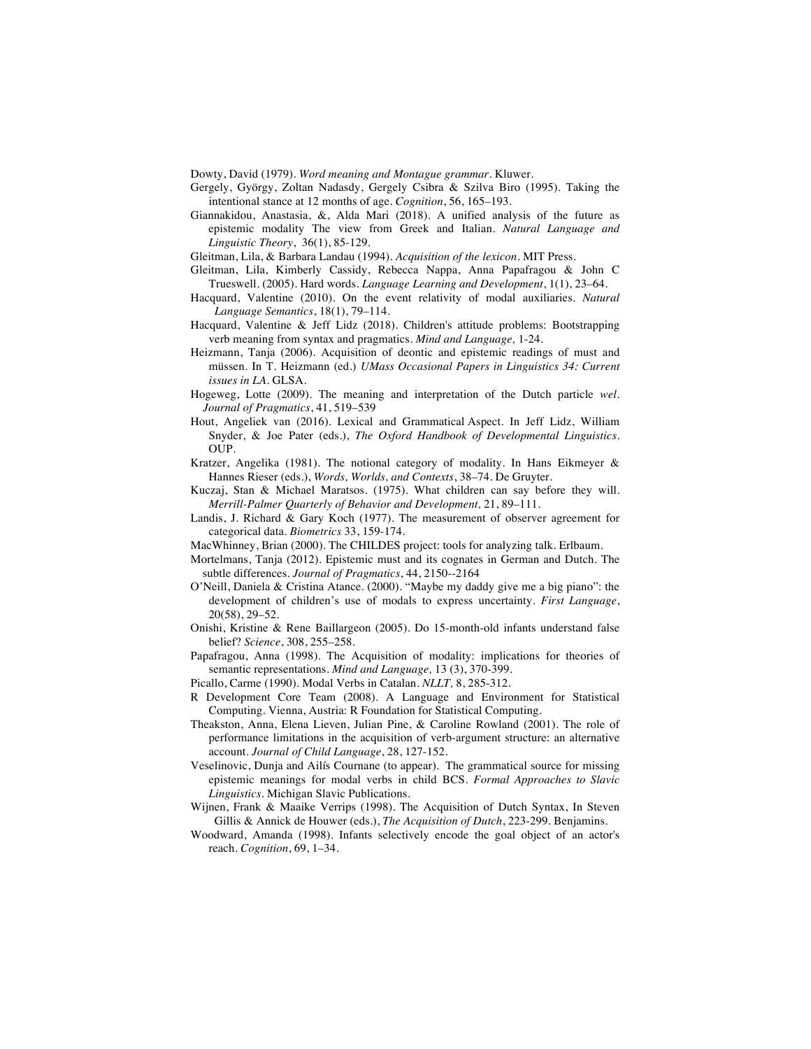Dowty, David (1979). *Word meaning and Montague grammar*. Kluwer.

Gergely, György, Zoltan Nadasdy, Gergely Csibra & Szilva Biro (1995). Taking the intentional stance at 12 months of age. *Cognition*, 56, 165–193.

Giannakidou, Anastasia, &, Alda Mari (2018). A unified analysis of the future as epistemic modality The view from Greek and Italian. *Natural Language and Linguistic Theory*, 36(1), 85-129.

Gleitman, Lila, & Barbara Landau (1994). *Acquisition of the lexicon*. MIT Press.

Gleitman, Lila, Kimberly Cassidy, Rebecca Nappa, Anna Papafragou & John C Trueswell. (2005). Hard words. *Language Learning and Development*, 1(1), 23–64.

Hacquard, Valentine (2010). On the event relativity of modal auxiliaries. *Natural Language Semantics*, 18(1), 79–114.

Hacquard, Valentine & Jeff Lidz (2018). Children's attitude problems: Bootstrapping verb meaning from syntax and pragmatics. *Mind and Language,* 1-24.

Heizmann, Tanja (2006). Acquisition of deontic and epistemic readings of must and müssen. In T. Heizmann (ed.) *UMass Occasional Papers in Linguistics 34: Current issues in LA*. GLSA.

Hogeweg, Lotte (2009). The meaning and interpretation of the Dutch particle *wel*. *Journal of Pragmatics*, 41, 519–539

Hout, Angeliek van (2016). Lexical and Grammatical Aspect. In Jeff Lidz, William Snyder, & Joe Pater (eds.), *The Oxford Handbook of Developmental Linguistics*. OUP.

Kratzer, Angelika (1981). The notional category of modality. In Hans Eikmeyer & Hannes Rieser (eds.), *Words, Worlds, and Contexts*, 38–74. De Gruyter.

Kuczaj, Stan & Michael Maratsos. (1975). What children can say before they will. *Merrill-Palmer Quarterly of Behavior and Development,* 21, 89–111.

Landis, J. Richard & Gary Koch (1977). The measurement of observer agreement for categorical data. *Biometrics* 33, 159-174.

MacWhinney, Brian (2000). The CHILDES project: tools for analyzing talk. Erlbaum.

Mortelmans, Tanja (2012). Epistemic must and its cognates in German and Dutch. The subtle differences. *Journal of Pragmatics*, 44, 2150--2164

O'Neill, Daniela & Cristina Atance. (2000). "Maybe my daddy give me a big piano": the development of children's use of modals to express uncertainty. *First Language*, 20(58), 29–52.

Onishi, Kristine & Rene Baillargeon (2005). Do 15-month-old infants understand false belief? *Science*, 308, 255–258.

Papafragou, Anna (1998). The Acquisition of modality: implications for theories of semantic representations. *Mind and Language,* 13 (3), 370-399.

Picallo, Carme (1990). Modal Verbs in Catalan. *NLLT,* 8, 285-312.

R Development Core Team (2008). A Language and Environment for Statistical Computing. Vienna, Austria: R Foundation for Statistical Computing.

Theakston, Anna, Elena Lieven, Julian Pine, & Caroline Rowland (2001). The role of performance limitations in the acquisition of verb-argument structure: an alternative account. *Journal of Child Language*, 28, 127-152.

Veselinovic, Dunja and Ailís Cournane (to appear). The grammatical source for missing epistemic meanings for modal verbs in child BCS. *Formal Approaches to Slavic Linguistics*. Michigan Slavic Publications.

Wijnen, Frank & Maaike Verrips (1998). The Acquisition of Dutch Syntax, In Steven Gillis & Annick de Houwer (eds.), *The Acquisition of Dutch*, 223-299. Benjamins.

Woodward, Amanda (1998). Infants selectively encode the goal object of an actor's reach. *Cognition*, 69, 1–34.